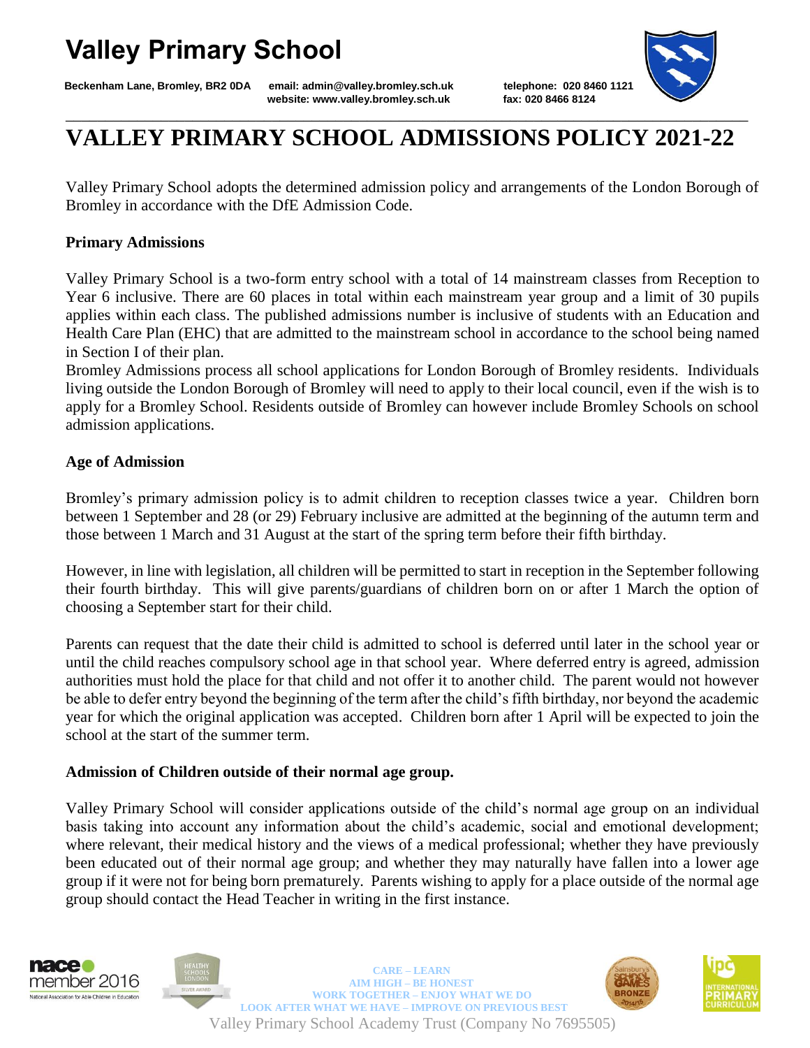# Valley Primary School

**Beckenham Lane, Bromley, BR2 0DA** **email: admin@valley.bromley.sch.uk** **website: www.valley.bromley.sch.uk** **telephone: 020 8460 1121** **fax: 020 8466 8124**

# VALLEY PRIMARY SCHOOL ADMISSIONS POLICY 2021-22

Valley Primary School adopts the determined admission policy and arrangements of the London Borough of Bromley in accordance with the DfE Admission Code.

**Primary Admissions**

Valley Primary School is a two-form entry school with a total of 14 mainstream classes from Reception to Year 6 inclusive. There are 60 places in total within each mainstream year group and a limit of 30 pupils applies within each class. The published admissions number is inclusive of students with an Education and Health Care Plan (EHC) that are admitted to the mainstream school in accordance to the school being named in Section I of their plan.

Bromley Admissions process all school applications for London Borough of Bromley residents. Individuals living outside the London Borough of Bromley will need to apply to their local council, even if the wish is to apply for a Bromley School. Residents outside of Bromley can however include Bromley Schools on school admission applications.

**Age of Admission**

Bromley's primary admission policy is to admit children to reception classes twice a year. Children born between 1 September and 28 (or 29) February inclusive are admitted at the beginning of the autumn term and those between 1 March and 31 August at the start of the spring term before their fifth birthday.

However, in line with legislation, all children will be permitted to start in reception in the September following their fourth birthday. This will give parents/guardians of children born on or after 1 March the option of choosing a September start for their child.

Parents can request that the date their child is admitted to school is deferred until later in the school year or until the child reaches compulsory school age in that school year. Where deferred entry is agreed, admission authorities must hold the place for that child and not offer it to another child. The parent would not however be able to defer entry beyond the beginning of the term after the child's fifth birthday, nor beyond the academic year for which the original application was accepted. Children born after 1 April will be expected to join the school at the start of the summer term.

**Admission of Children outside of their normal age group.**

Valley Primary School will consider applications outside of the child's normal age group on an individual basis taking into account any information about the child's academic, social and emotional development; where relevant, their medical history and the views of a medical professional; whether they have previously been educated out of their normal age group; and whether they may naturally have fallen into a lower age group if it were not for being born prematurely. Parents wishing to apply for a place outside of the normal age group should contact the Head Teacher in writing in the first instance.

CARE – LEARN
AIM HIGH – BE HONEST
WORK TOGETHER – ENJOY WHAT WE DO
LOOK AFTER WHAT WE HAVE – IMPROVE ON PREVIOUS BEST

Valley Primary School Academy Trust (Company No 7695505)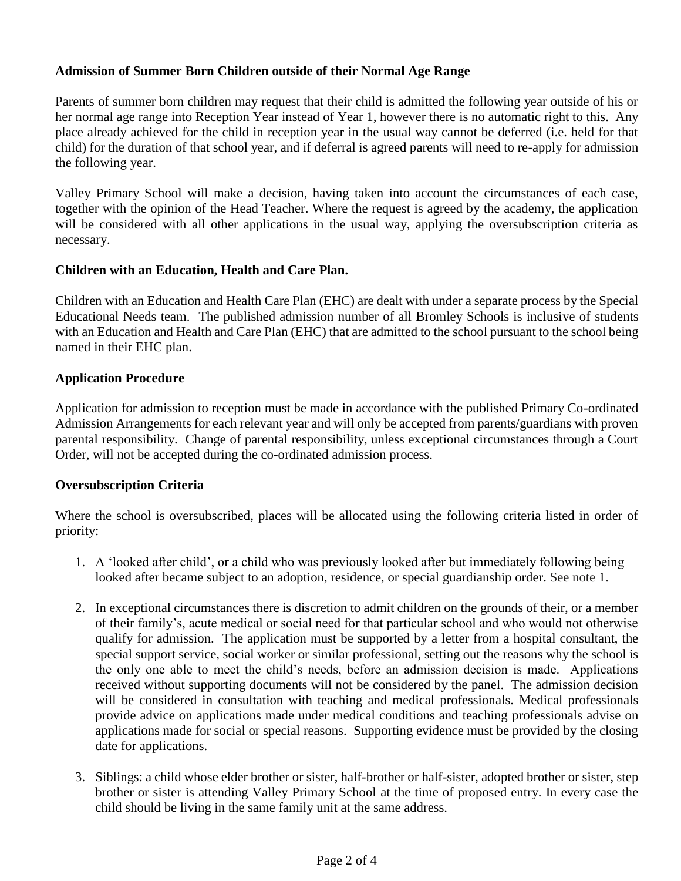**Admission of Summer Born Children outside of their Normal Age Range**

Parents of summer born children may request that their child is admitted the following year outside of his or her normal age range into Reception Year instead of Year 1, however there is no automatic right to this. Any place already achieved for the child in reception year in the usual way cannot be deferred (i.e. held for that child) for the duration of that school year, and if deferral is agreed parents will need to re-apply for admission the following year.

Valley Primary School will make a decision, having taken into account the circumstances of each case, together with the opinion of the Head Teacher. Where the request is agreed by the academy, the application will be considered with all other applications in the usual way, applying the oversubscription criteria as necessary.

**Children with an Education, Health and Care Plan.**

Children with an Education and Health Care Plan (EHC) are dealt with under a separate process by the Special Educational Needs team. The published admission number of all Bromley Schools is inclusive of students with an Education and Health and Care Plan (EHC) that are admitted to the school pursuant to the school being named in their EHC plan.

**Application Procedure**

Application for admission to reception must be made in accordance with the published Primary Co-ordinated Admission Arrangements for each relevant year and will only be accepted from parents/guardians with proven parental responsibility. Change of parental responsibility, unless exceptional circumstances through a Court Order, will not be accepted during the co-ordinated admission process.

**Oversubscription Criteria**

Where the school is oversubscribed, places will be allocated using the following criteria listed in order of priority:

1. A 'looked after child', or a child who was previously looked after but immediately following being looked after became subject to an adoption, residence, or special guardianship order. See note 1.

2. In exceptional circumstances there is discretion to admit children on the grounds of their, or a member of their family's, acute medical or social need for that particular school and who would not otherwise qualify for admission. The application must be supported by a letter from a hospital consultant, the special support service, social worker or similar professional, setting out the reasons why the school is the only one able to meet the child's needs, before an admission decision is made. Applications received without supporting documents will not be considered by the panel. The admission decision will be considered in consultation with teaching and medical professionals. Medical professionals provide advice on applications made under medical conditions and teaching professionals advise on applications made for social or special reasons. Supporting evidence must be provided by the closing date for applications.

3. Siblings: a child whose elder brother or sister, half-brother or half-sister, adopted brother or sister, step brother or sister is attending Valley Primary School at the time of proposed entry. In every case the child should be living in the same family unit at the same address.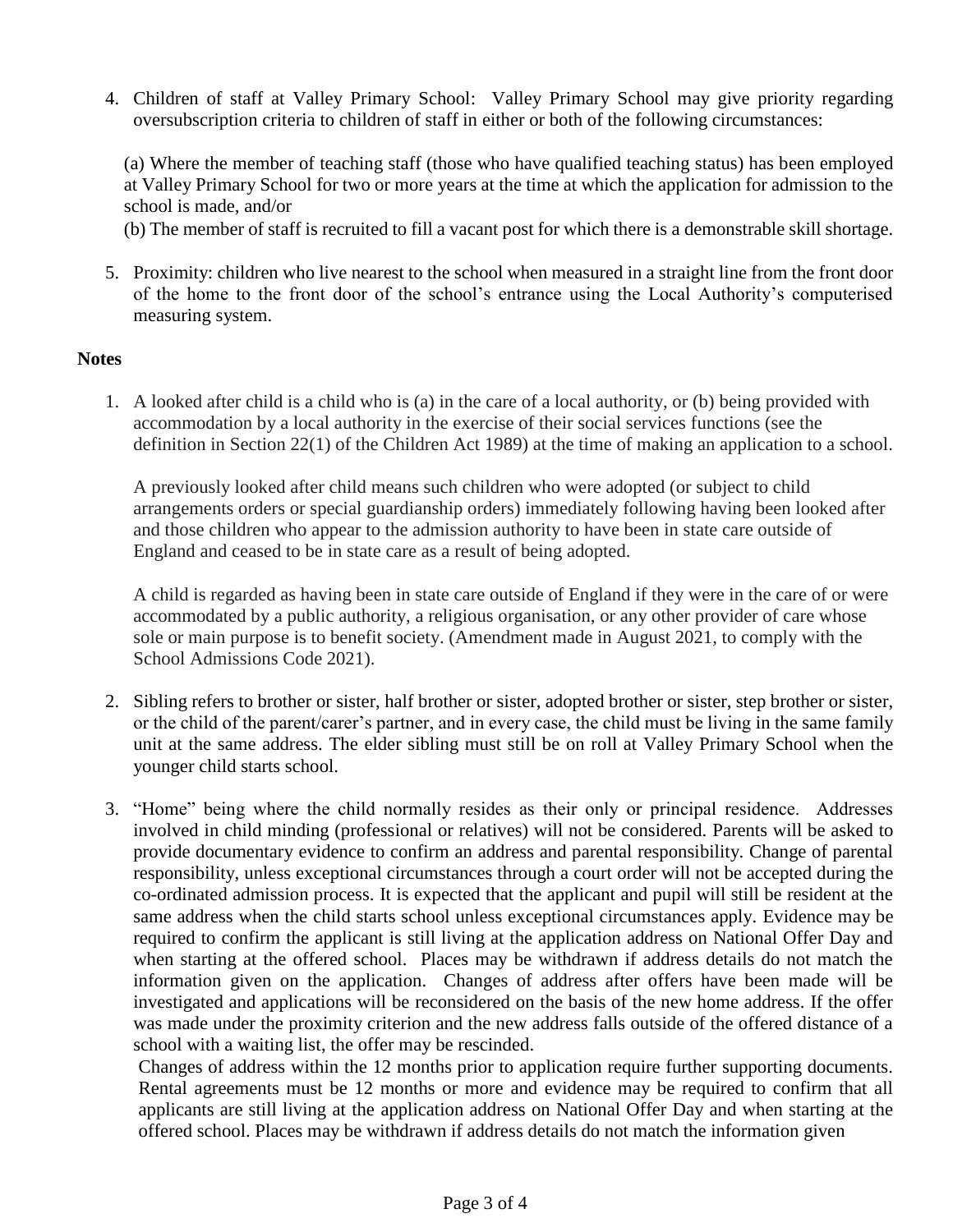4. Children of staff at Valley Primary School: Valley Primary School may give priority regarding oversubscription criteria to children of staff in either or both of the following circumstances:

   (a) Where the member of teaching staff (those who have qualified teaching status) has been employed at Valley Primary School for two or more years at the time at which the application for admission to the school is made, and/or

   (b) The member of staff is recruited to fill a vacant post for which there is a demonstrable skill shortage.

5. Proximity: children who live nearest to the school when measured in a straight line from the front door of the home to the front door of the school's entrance using the Local Authority's computerised measuring system.

**Notes**

1. A looked after child is a child who is (a) in the care of a local authority, or (b) being provided with accommodation by a local authority in the exercise of their social services functions (see the definition in Section 22(1) of the Children Act 1989) at the time of making an application to a school.

   A previously looked after child means such children who were adopted (or subject to child arrangements orders or special guardianship orders) immediately following having been looked after and those children who appear to the admission authority to have been in state care outside of England and ceased to be in state care as a result of being adopted.

   A child is regarded as having been in state care outside of England if they were in the care of or were accommodated by a public authority, a religious organisation, or any other provider of care whose sole or main purpose is to benefit society. (Amendment made in August 2021, to comply with the School Admissions Code 2021).

2. Sibling refers to brother or sister, half brother or sister, adopted brother or sister, step brother or sister, or the child of the parent/carer's partner, and in every case, the child must be living in the same family unit at the same address. The elder sibling must still be on roll at Valley Primary School when the younger child starts school.

3. "Home" being where the child normally resides as their only or principal residence. Addresses involved in child minding (professional or relatives) will not be considered. Parents will be asked to provide documentary evidence to confirm an address and parental responsibility. Change of parental responsibility, unless exceptional circumstances through a court order will not be accepted during the co-ordinated admission process. It is expected that the applicant and pupil will still be resident at the same address when the child starts school unless exceptional circumstances apply. Evidence may be required to confirm the applicant is still living at the application address on National Offer Day and when starting at the offered school. Places may be withdrawn if address details do not match the information given on the application. Changes of address after offers have been made will be investigated and applications will be reconsidered on the basis of the new home address. If the offer was made under the proximity criterion and the new address falls outside of the offered distance of a school with a waiting list, the offer may be rescinded.

   Changes of address within the 12 months prior to application require further supporting documents. Rental agreements must be 12 months or more and evidence may be required to confirm that all applicants are still living at the application address on National Offer Day and when starting at the offered school. Places may be withdrawn if address details do not match the information given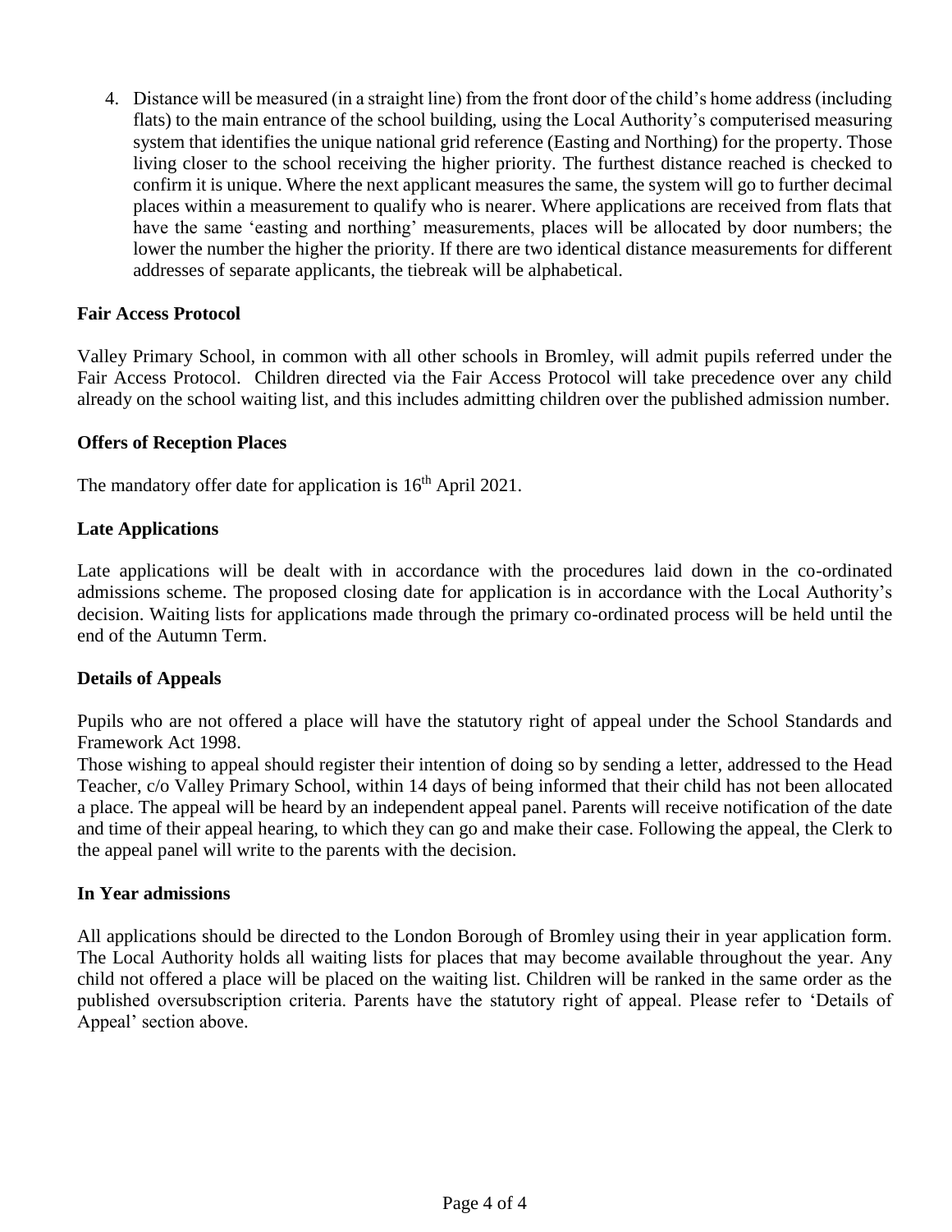4. Distance will be measured (in a straight line) from the front door of the child's home address (including flats) to the main entrance of the school building, using the Local Authority's computerised measuring system that identifies the unique national grid reference (Easting and Northing) for the property. Those living closer to the school receiving the higher priority. The furthest distance reached is checked to confirm it is unique. Where the next applicant measures the same, the system will go to further decimal places within a measurement to qualify who is nearer. Where applications are received from flats that have the same 'easting and northing' measurements, places will be allocated by door numbers; the lower the number the higher the priority. If there are two identical distance measurements for different addresses of separate applicants, the tiebreak will be alphabetical.

**Fair Access Protocol**

Valley Primary School, in common with all other schools in Bromley, will admit pupils referred under the Fair Access Protocol. Children directed via the Fair Access Protocol will take precedence over any child already on the school waiting list, and this includes admitting children over the published admission number.

**Offers of Reception Places**

The mandatory offer date for application is 16th April 2021.

**Late Applications**

Late applications will be dealt with in accordance with the procedures laid down in the co-ordinated admissions scheme. The proposed closing date for application is in accordance with the Local Authority's decision. Waiting lists for applications made through the primary co-ordinated process will be held until the end of the Autumn Term.

**Details of Appeals**

Pupils who are not offered a place will have the statutory right of appeal under the School Standards and Framework Act 1998.
Those wishing to appeal should register their intention of doing so by sending a letter, addressed to the Head Teacher, c/o Valley Primary School, within 14 days of being informed that their child has not been allocated a place. The appeal will be heard by an independent appeal panel. Parents will receive notification of the date and time of their appeal hearing, to which they can go and make their case. Following the appeal, the Clerk to the appeal panel will write to the parents with the decision.

**In Year admissions**

All applications should be directed to the London Borough of Bromley using their in year application form. The Local Authority holds all waiting lists for places that may become available throughout the year. Any child not offered a place will be placed on the waiting list. Children will be ranked in the same order as the published oversubscription criteria. Parents have the statutory right of appeal. Please refer to 'Details of Appeal' section above.